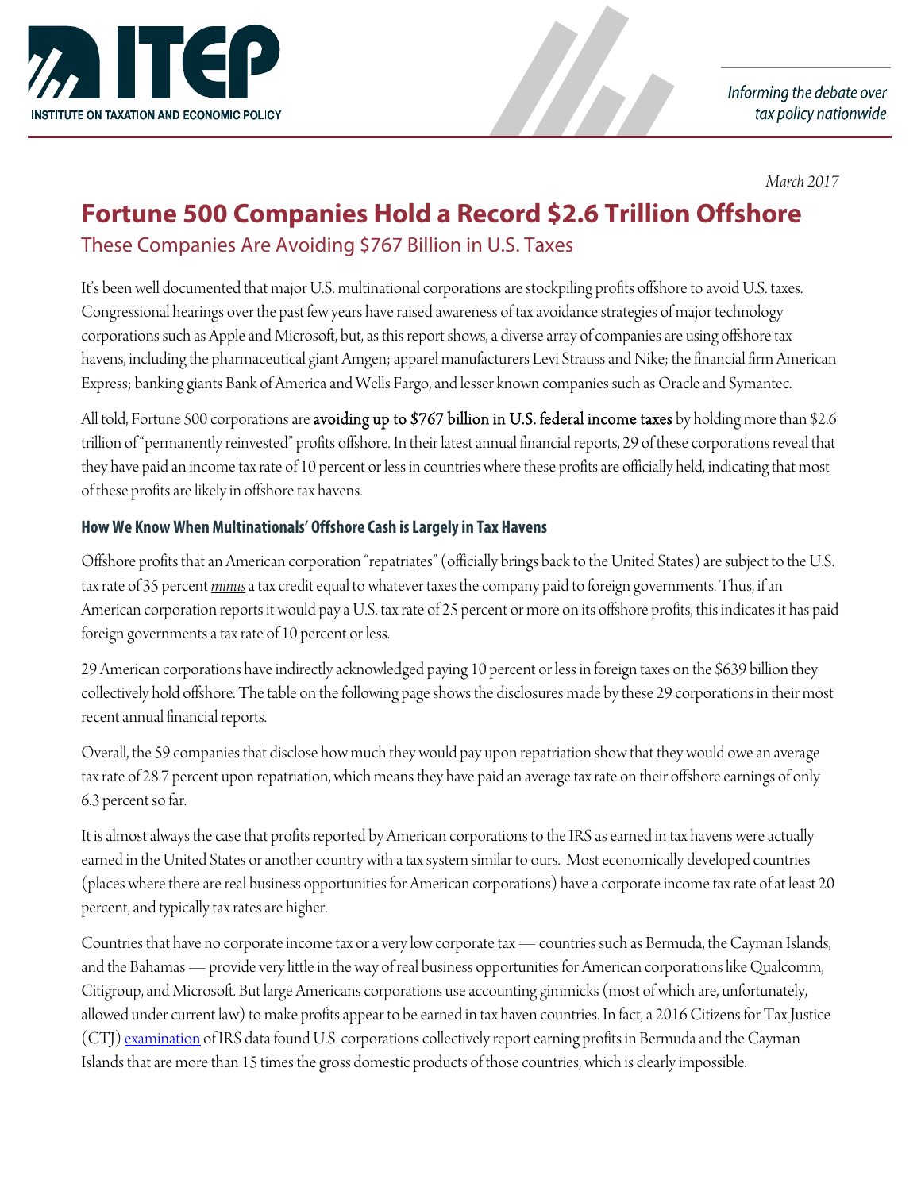INSTITUTE ON TAXATION AND ECONOMIC POLICY

*Informing the debate over tax policy nationwide*

*March 2017*

# Fortune 500 Companies Hold a Record $2.6 Trillion Offshore

## These Companies Are Avoiding $767 Billion in U.S. Taxes

It's been well documented that major U.S. multinational corporations are stockpiling profits offshore to avoid U.S. taxes. Congressional hearings over the past few years have raised awareness of tax avoidance strategies of major technology corporations such as Apple and Microsoft, but, as this report shows, a diverse array of companies are using offshore tax havens, including the pharmaceutical giant Amgen; apparel manufacturers Levi Strauss and Nike; the financial firm American Express; banking giants Bank of America and Wells Fargo, and lesser known companies such as Oracle and Symantec.

All told, Fortune 500 corporations are **avoiding up to $767 billion in U.S. federal income taxes** by holding more than $2.6 trillion of "permanently reinvested" profits offshore. In their latest annual financial reports, 29 of these corporations reveal that they have paid an income tax rate of 10 percent or less in countries where these profits are officially held, indicating that most of these profits are likely in offshore tax havens.

### How We Know When Multinationals' Offshore Cash is Largely in Tax Havens

Offshore profits that an American corporation "repatriates" (officially brings back to the United States) are subject to the U.S. tax rate of 35 percent ***minus*** a tax credit equal to whatever taxes the company paid to foreign governments. Thus, if an American corporation reports it would pay a U.S. tax rate of 25 percent or more on its offshore profits, this indicates it has paid foreign governments a tax rate of 10 percent or less.

29 American corporations have indirectly acknowledged paying 10 percent or less in foreign taxes on the $639 billion they collectively hold offshore. The table on the following page shows the disclosures made by these 29 corporations in their most recent annual financial reports.

Overall, the 59 companies that disclose how much they would pay upon repatriation show that they would owe an average tax rate of 28.7 percent upon repatriation, which means they have paid an average tax rate on their offshore earnings of only 6.3 percent so far.

It is almost always the case that profits reported by American corporations to the IRS as earned in tax havens were actually earned in the United States or another country with a tax system similar to ours. Most economically developed countries (places where there are real business opportunities for American corporations) have a corporate income tax rate of at least 20 percent, and typically tax rates are higher.

Countries that have no corporate income tax or a very low corporate tax — countries such as Bermuda, the Cayman Islands, and the Bahamas — provide very little in the way of real business opportunities for American corporations like Qualcomm, Citigroup, and Microsoft. But large Americans corporations use accounting gimmicks (most of which are, unfortunately, allowed under current law) to make profits appear to be earned in tax haven countries. In fact, a 2016 Citizens for Tax Justice (CTJ) examination of IRS data found U.S. corporations collectively report earning profits in Bermuda and the Cayman Islands that are more than 15 times the gross domestic products of those countries, which is clearly impossible.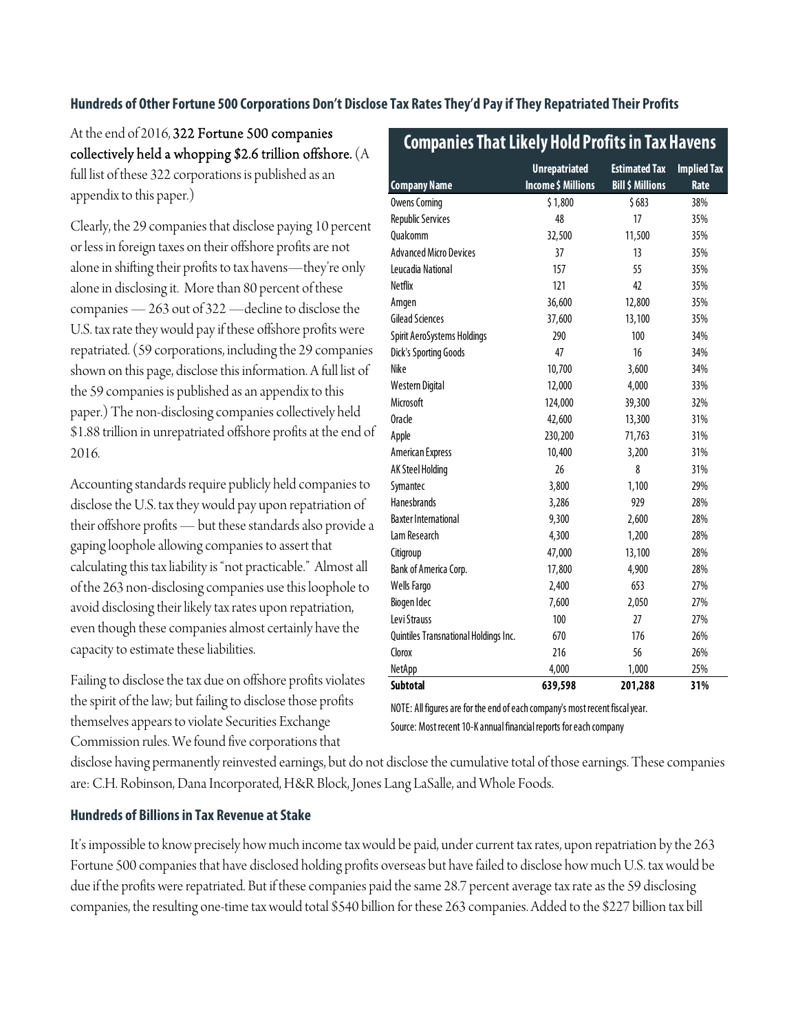### Hundreds of Other Fortune 500 Corporations Don't Disclose Tax Rates They'd Pay if They Repatriated Their Profits

At the end of 2016, **322 Fortune 500 companies collectively held a whopping $2.6 trillion offshore.** (A full list of these 322 corporations is published as an appendix to this paper.)

Clearly, the 29 companies that disclose paying 10 percent or less in foreign taxes on their offshore profits are not alone in shifting their profits to tax havens—they're only alone in disclosing it. More than 80 percent of these companies — 263 out of 322 —decline to disclose the U.S. tax rate they would pay if these offshore profits were repatriated. (59 corporations, including the 29 companies shown on this page, disclose this information. A full list of the 59 companies is published as an appendix to this paper.) The non-disclosing companies collectively held $1.88 trillion in unrepatriated offshore profits at the end of 2016.

Accounting standards require publicly held companies to disclose the U.S. tax they would pay upon repatriation of their offshore profits — but these standards also provide a gaping loophole allowing companies to assert that calculating this tax liability is "not practicable." Almost all of the 263 non-disclosing companies use this loophole to avoid disclosing their likely tax rates upon repatriation, even though these companies almost certainly have the capacity to estimate these liabilities.

Failing to disclose the tax due on offshore profits violates the spirit of the law; but failing to disclose those profits themselves appears to violate Securities Exchange Commission rules. We found five corporations that disclose having permanently reinvested earnings, but do not disclose the cumulative total of those earnings. These companies are: C.H. Robinson, Dana Incorporated, H&R Block, Jones Lang LaSalle, and Whole Foods.

**Companies That Likely Hold Profits in Tax Havens**

| Company Name | Unrepatriated Income $ Millions | Estimated Tax Bill $ Millions | Implied Tax Rate |
|---|---|---|---|
| Owens Corning | $ 1,800 | $ 683 | 38% |
| Republic Services | 48 | 17 | 35% |
| Qualcomm | 32,500 | 11,500 | 35% |
| Advanced Micro Devices | 37 | 13 | 35% |
| Leucadia National | 157 | 55 | 35% |
| Netflix | 121 | 42 | 35% |
| Amgen | 36,600 | 12,800 | 35% |
| Gilead Sciences | 37,600 | 13,100 | 35% |
| Spirit AeroSystems Holdings | 290 | 100 | 34% |
| Dick's Sporting Goods | 47 | 16 | 34% |
| Nike | 10,700 | 3,600 | 34% |
| Western Digital | 12,000 | 4,000 | 33% |
| Microsoft | 124,000 | 39,300 | 32% |
| Oracle | 42,600 | 13,300 | 31% |
| Apple | 230,200 | 71,763 | 31% |
| American Express | 10,400 | 3,200 | 31% |
| AK Steel Holding | 26 | 8 | 31% |
| Symantec | 3,800 | 1,100 | 29% |
| Hanesbrands | 3,286 | 929 | 28% |
| Baxter International | 9,300 | 2,600 | 28% |
| Lam Research | 4,300 | 1,200 | 28% |
| Citigroup | 47,000 | 13,100 | 28% |
| Bank of America Corp. | 17,800 | 4,900 | 28% |
| Wells Fargo | 2,400 | 653 | 27% |
| Biogen Idec | 7,600 | 2,050 | 27% |
| Levi Strauss | 100 | 27 | 27% |
| Quintiles Transnational Holdings Inc. | 670 | 176 | 26% |
| Clorox | 216 | 56 | 26% |
| NetApp | 4,000 | 1,000 | 25% |
| **Subtotal** | **639,598** | **201,288** | **31%** |

NOTE: All figures are for the end of each company's most recent fiscal year.

Source: Most recent 10-K annual financial reports for each company

### Hundreds of Billions in Tax Revenue at Stake

It's impossible to know precisely how much income tax would be paid, under current tax rates, upon repatriation by the 263 Fortune 500 companies that have disclosed holding profits overseas but have failed to disclose how much U.S. tax would be due if the profits were repatriated. But if these companies paid the same 28.7 percent average tax rate as the 59 disclosing companies, the resulting one-time tax would total $540 billion for these 263 companies. Added to the $227 billion tax bill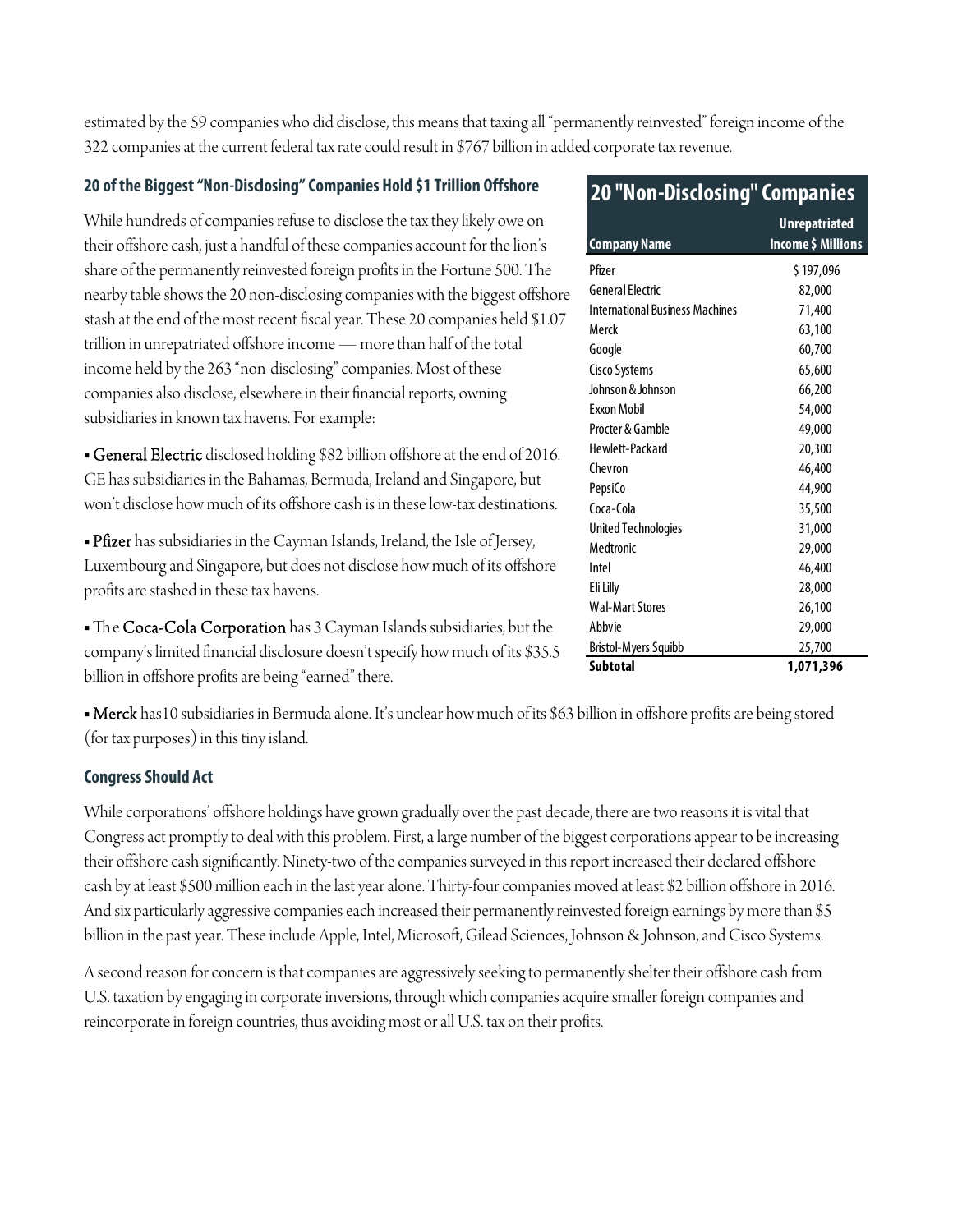estimated by the 59 companies who did disclose, this means that taxing all "permanently reinvested" foreign income of the 322 companies at the current federal tax rate could result in $767 billion in added corporate tax revenue.

### 20 of the Biggest "Non-Disclosing" Companies Hold $1 Trillion Offshore

While hundreds of companies refuse to disclose the tax they likely owe on their offshore cash, just a handful of these companies account for the lion's share of the permanently reinvested foreign profits in the Fortune 500. The nearby table shows the 20 non-disclosing companies with the biggest offshore stash at the end of the most recent fiscal year. These 20 companies held $1.07 trillion in unrepatriated offshore income — more than half of the total income held by the 263 "non-disclosing" companies. Most of these companies also disclose, elsewhere in their financial reports, owning subsidiaries in known tax havens. For example:

**20 "Non-Disclosing" Companies**

| Company Name | Unrepatriated Income $ Millions |
|---|---|
| Pfizer | $ 197,096 |
| General Electric | 82,000 |
| International Business Machines | 71,400 |
| Merck | 63,100 |
| Google | 60,700 |
| Cisco Systems | 65,600 |
| Johnson & Johnson | 66,200 |
| Exxon Mobil | 54,000 |
| Procter & Gamble | 49,000 |
| Hewlett-Packard | 20,300 |
| Chevron | 46,400 |
| PepsiCo | 44,900 |
| Coca-Cola | 35,500 |
| United Technologies | 31,000 |
| Medtronic | 29,000 |
| Intel | 46,400 |
| Eli Lilly | 28,000 |
| Wal-Mart Stores | 26,100 |
| Abbvie | 29,000 |
| Bristol-Myers Squibb | 25,700 |
| **Subtotal** | **1,071,396** |

- **General Electric** disclosed holding $82 billion offshore at the end of 2016. GE has subsidiaries in the Bahamas, Bermuda, Ireland and Singapore, but won't disclose how much of its offshore cash is in these low-tax destinations.

- **Pfizer** has subsidiaries in the Cayman Islands, Ireland, the Isle of Jersey, Luxembourg and Singapore, but does not disclose how much of its offshore profits are stashed in these tax havens.

- The **Coca-Cola Corporation** has 3 Cayman Islands subsidiaries, but the company's limited financial disclosure doesn't specify how much of its $35.5 billion in offshore profits are being "earned" there.

- **Merck** has10 subsidiaries in Bermuda alone. It's unclear how much of its $63 billion in offshore profits are being stored (for tax purposes) in this tiny island.

### Congress Should Act

While corporations' offshore holdings have grown gradually over the past decade, there are two reasons it is vital that Congress act promptly to deal with this problem. First, a large number of the biggest corporations appear to be increasing their offshore cash significantly. Ninety-two of the companies surveyed in this report increased their declared offshore cash by at least $500 million each in the last year alone. Thirty-four companies moved at least $2 billion offshore in 2016. And six particularly aggressive companies each increased their permanently reinvested foreign earnings by more than $5 billion in the past year. These include Apple, Intel, Microsoft, Gilead Sciences, Johnson & Johnson, and Cisco Systems.

A second reason for concern is that companies are aggressively seeking to permanently shelter their offshore cash from U.S. taxation by engaging in corporate inversions, through which companies acquire smaller foreign companies and reincorporate in foreign countries, thus avoiding most or all U.S. tax on their profits.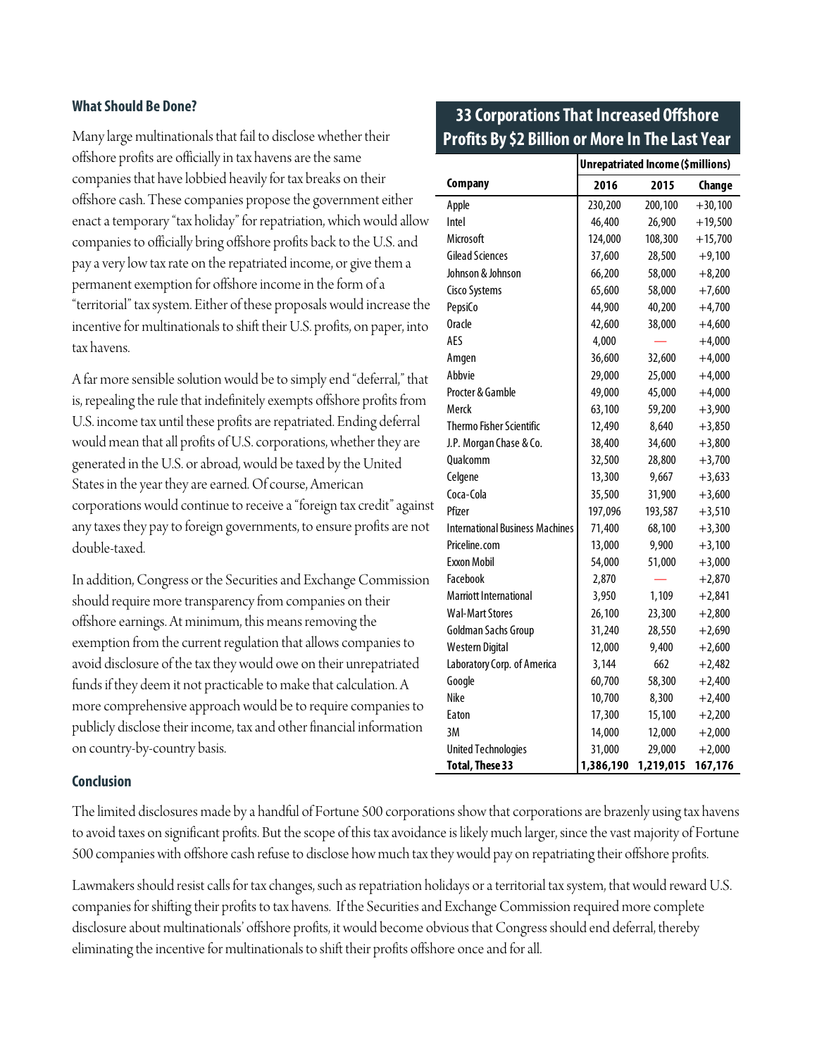### What Should Be Done?

Many large multinationals that fail to disclose whether their offshore profits are officially in tax havens are the same companies that have lobbied heavily for tax breaks on their offshore cash. These companies propose the government either enact a temporary "tax holiday" for repatriation, which would allow companies to officially bring offshore profits back to the U.S. and pay a very low tax rate on the repatriated income, or give them a permanent exemption for offshore income in the form of a "territorial" tax system. Either of these proposals would increase the incentive for multinationals to shift their U.S. profits, on paper, into tax havens.

A far more sensible solution would be to simply end "deferral," that is, repealing the rule that indefinitely exempts offshore profits from U.S. income tax until these profits are repatriated. Ending deferral would mean that all profits of U.S. corporations, whether they are generated in the U.S. or abroad, would be taxed by the United States in the year they are earned. Of course, American corporations would continue to receive a "foreign tax credit" against any taxes they pay to foreign governments, to ensure profits are not double-taxed.

In addition, Congress or the Securities and Exchange Commission should require more transparency from companies on their offshore earnings. At minimum, this means removing the exemption from the current regulation that allows companies to avoid disclosure of the tax they would owe on their unrepatriated funds if they deem it not practicable to make that calculation. A more comprehensive approach would be to require companies to publicly disclose their income, tax and other financial information on country-by-country basis.

**33 Corporations That Increased Offshore Profits By $2 Billion or More In The Last Year**

| | Unrepatriated Income ($millions) | | |
|---|---|---|---|
| **Company** | **2016** | **2015** | **Change** |
| Apple | 230,200 | 200,100 | +30,100 |
| Intel | 46,400 | 26,900 | +19,500 |
| Microsoft | 124,000 | 108,300 | +15,700 |
| Gilead Sciences | 37,600 | 28,500 | +9,100 |
| Johnson & Johnson | 66,200 | 58,000 | +8,200 |
| Cisco Systems | 65,600 | 58,000 | +7,600 |
| PepsiCo | 44,900 | 40,200 | +4,700 |
| Oracle | 42,600 | 38,000 | +4,600 |
| AES | 4,000 | — | +4,000 |
| Amgen | 36,600 | 32,600 | +4,000 |
| Abbvie | 29,000 | 25,000 | +4,000 |
| Procter & Gamble | 49,000 | 45,000 | +4,000 |
| Merck | 63,100 | 59,200 | +3,900 |
| Thermo Fisher Scientific | 12,490 | 8,640 | +3,850 |
| J.P. Morgan Chase & Co. | 38,400 | 34,600 | +3,800 |
| Qualcomm | 32,500 | 28,800 | +3,700 |
| Celgene | 13,300 | 9,667 | +3,633 |
| Coca-Cola | 35,500 | 31,900 | +3,600 |
| Pfizer | 197,096 | 193,587 | +3,510 |
| International Business Machines | 71,400 | 68,100 | +3,300 |
| Priceline.com | 13,000 | 9,900 | +3,100 |
| Exxon Mobil | 54,000 | 51,000 | +3,000 |
| Facebook | 2,870 | — | +2,870 |
| Marriott International | 3,950 | 1,109 | +2,841 |
| Wal-Mart Stores | 26,100 | 23,300 | +2,800 |
| Goldman Sachs Group | 31,240 | 28,550 | +2,690 |
| Western Digital | 12,000 | 9,400 | +2,600 |
| Laboratory Corp. of America | 3,144 | 662 | +2,482 |
| Google | 60,700 | 58,300 | +2,400 |
| Nike | 10,700 | 8,300 | +2,400 |
| Eaton | 17,300 | 15,100 | +2,200 |
| 3M | 14,000 | 12,000 | +2,000 |
| United Technologies | 31,000 | 29,000 | +2,000 |
| **Total, These 33** | **1,386,190** | **1,219,015** | **167,176** |

### Conclusion

The limited disclosures made by a handful of Fortune 500 corporations show that corporations are brazenly using tax havens to avoid taxes on significant profits. But the scope of this tax avoidance is likely much larger, since the vast majority of Fortune 500 companies with offshore cash refuse to disclose how much tax they would pay on repatriating their offshore profits.

Lawmakers should resist calls for tax changes, such as repatriation holidays or a territorial tax system, that would reward U.S. companies for shifting their profits to tax havens. If the Securities and Exchange Commission required more complete disclosure about multinationals' offshore profits, it would become obvious that Congress should end deferral, thereby eliminating the incentive for multinationals to shift their profits offshore once and for all.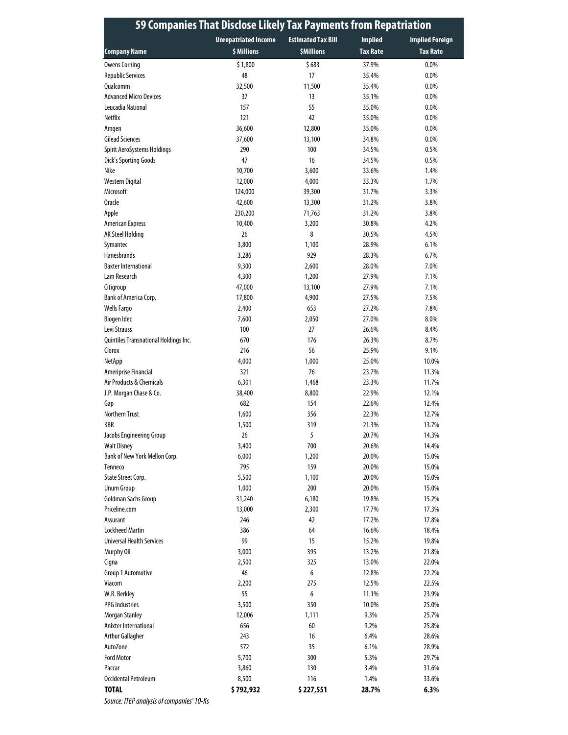# 59 Companies That Disclose Likely Tax Payments from Repatriation

| Company Name | Unrepatriated Income $ Millions | Estimated Tax Bill $Millions | Implied Tax Rate | Implied Foreign Tax Rate |
|---|---|---|---|---|
| Owens Corning | $ 1,800 | $ 683 | 37.9% | 0.0% |
| Republic Services | 48 | 17 | 35.4% | 0.0% |
| Qualcomm | 32,500 | 11,500 | 35.4% | 0.0% |
| Advanced Micro Devices | 37 | 13 | 35.1% | 0.0% |
| Leucadia National | 157 | 55 | 35.0% | 0.0% |
| Netflix | 121 | 42 | 35.0% | 0.0% |
| Amgen | 36,600 | 12,800 | 35.0% | 0.0% |
| Gilead Sciences | 37,600 | 13,100 | 34.8% | 0.0% |
| Spirit AeroSystems Holdings | 290 | 100 | 34.5% | 0.5% |
| Dick's Sporting Goods | 47 | 16 | 34.5% | 0.5% |
| Nike | 10,700 | 3,600 | 33.6% | 1.4% |
| Western Digital | 12,000 | 4,000 | 33.3% | 1.7% |
| Microsoft | 124,000 | 39,300 | 31.7% | 3.3% |
| Oracle | 42,600 | 13,300 | 31.2% | 3.8% |
| Apple | 230,200 | 71,763 | 31.2% | 3.8% |
| American Express | 10,400 | 3,200 | 30.8% | 4.2% |
| AK Steel Holding | 26 | 8 | 30.5% | 4.5% |
| Symantec | 3,800 | 1,100 | 28.9% | 6.1% |
| Hanesbrands | 3,286 | 929 | 28.3% | 6.7% |
| Baxter International | 9,300 | 2,600 | 28.0% | 7.0% |
| Lam Research | 4,300 | 1,200 | 27.9% | 7.1% |
| Citigroup | 47,000 | 13,100 | 27.9% | 7.1% |
| Bank of America Corp. | 17,800 | 4,900 | 27.5% | 7.5% |
| Wells Fargo | 2,400 | 653 | 27.2% | 7.8% |
| Biogen Idec | 7,600 | 2,050 | 27.0% | 8.0% |
| Levi Strauss | 100 | 27 | 26.6% | 8.4% |
| Quintiles Transnational Holdings Inc. | 670 | 176 | 26.3% | 8.7% |
| Clorox | 216 | 56 | 25.9% | 9.1% |
| NetApp | 4,000 | 1,000 | 25.0% | 10.0% |
| Ameriprise Financial | 321 | 76 | 23.7% | 11.3% |
| Air Products & Chemicals | 6,301 | 1,468 | 23.3% | 11.7% |
| J.P. Morgan Chase & Co. | 38,400 | 8,800 | 22.9% | 12.1% |
| Gap | 682 | 154 | 22.6% | 12.4% |
| Northern Trust | 1,600 | 356 | 22.3% | 12.7% |
| KBR | 1,500 | 319 | 21.3% | 13.7% |
| Jacobs Engineering Group | 26 | 5 | 20.7% | 14.3% |
| Walt Disney | 3,400 | 700 | 20.6% | 14.4% |
| Bank of New York Mellon Corp. | 6,000 | 1,200 | 20.0% | 15.0% |
| Tenneco | 795 | 159 | 20.0% | 15.0% |
| State Street Corp. | 5,500 | 1,100 | 20.0% | 15.0% |
| Unum Group | 1,000 | 200 | 20.0% | 15.0% |
| Goldman Sachs Group | 31,240 | 6,180 | 19.8% | 15.2% |
| Priceline.com | 13,000 | 2,300 | 17.7% | 17.3% |
| Assurant | 246 | 42 | 17.2% | 17.8% |
| Lockheed Martin | 386 | 64 | 16.6% | 18.4% |
| Universal Health Services | 99 | 15 | 15.2% | 19.8% |
| Murphy Oil | 3,000 | 395 | 13.2% | 21.8% |
| Cigna | 2,500 | 325 | 13.0% | 22.0% |
| Group 1 Automotive | 46 | 6 | 12.8% | 22.2% |
| Viacom | 2,200 | 275 | 12.5% | 22.5% |
| W.R. Berkley | 55 | 6 | 11.1% | 23.9% |
| PPG Industries | 3,500 | 350 | 10.0% | 25.0% |
| Morgan Stanley | 12,006 | 1,111 | 9.3% | 25.7% |
| Anixter International | 656 | 60 | 9.2% | 25.8% |
| Arthur Gallagher | 243 | 16 | 6.4% | 28.6% |
| AutoZone | 572 | 35 | 6.1% | 28.9% |
| Ford Motor | 5,700 | 300 | 5.3% | 29.7% |
| Paccar | 3,860 | 130 | 3.4% | 31.6% |
| Occidental Petroleum | 8,500 | 116 | 1.4% | 33.6% |
| **TOTAL** | **$ 792,932** | **$ 227,551** | **28.7%** | **6.3%** |

*Source: ITEP analysis of companies' 10-Ks*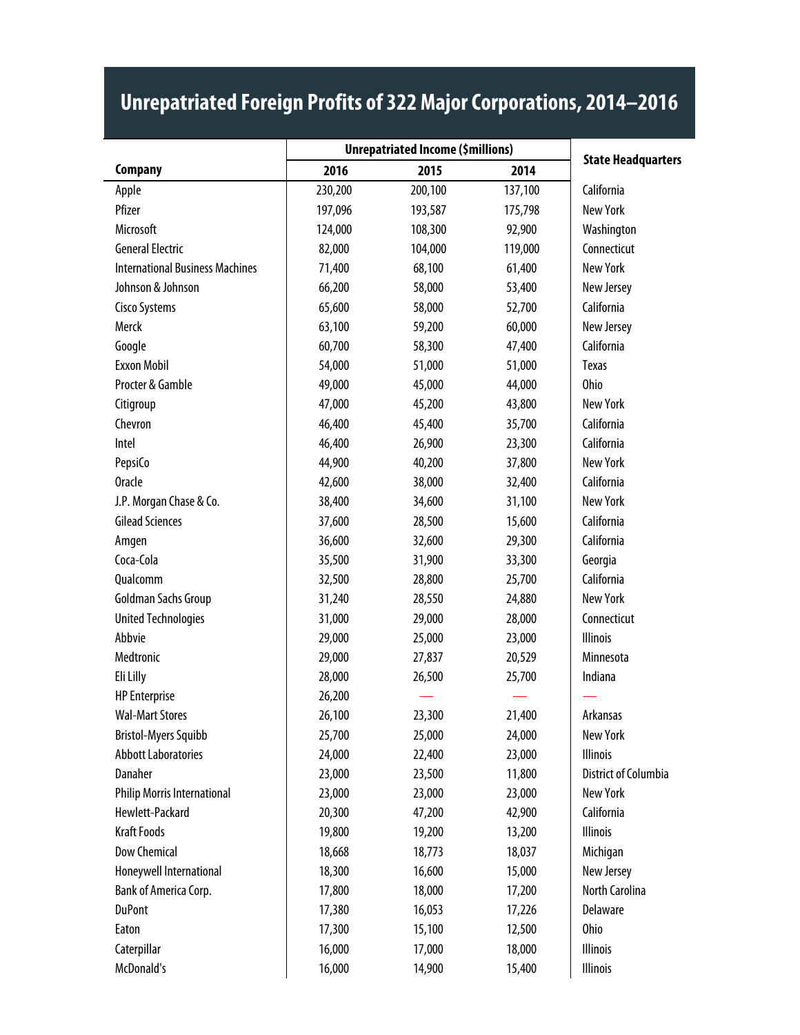# Unrepatriated Foreign Profits of 322 Major Corporations, 2014–2016

| Company | Unrepatriated Income ($millions) | | | State Headquarters |
|---|---|---|---|---|
| | 2016 | 2015 | 2014 | |
| Apple | 230,200 | 200,100 | 137,100 | California |
| Pfizer | 197,096 | 193,587 | 175,798 | New York |
| Microsoft | 124,000 | 108,300 | 92,900 | Washington |
| General Electric | 82,000 | 104,000 | 119,000 | Connecticut |
| International Business Machines | 71,400 | 68,100 | 61,400 | New York |
| Johnson & Johnson | 66,200 | 58,000 | 53,400 | New Jersey |
| Cisco Systems | 65,600 | 58,000 | 52,700 | California |
| Merck | 63,100 | 59,200 | 60,000 | New Jersey |
| Google | 60,700 | 58,300 | 47,400 | California |
| Exxon Mobil | 54,000 | 51,000 | 51,000 | Texas |
| Procter & Gamble | 49,000 | 45,000 | 44,000 | Ohio |
| Citigroup | 47,000 | 45,200 | 43,800 | New York |
| Chevron | 46,400 | 45,400 | 35,700 | California |
| Intel | 46,400 | 26,900 | 23,300 | California |
| PepsiCo | 44,900 | 40,200 | 37,800 | New York |
| Oracle | 42,600 | 38,000 | 32,400 | California |
| J.P. Morgan Chase & Co. | 38,400 | 34,600 | 31,100 | New York |
| Gilead Sciences | 37,600 | 28,500 | 15,600 | California |
| Amgen | 36,600 | 32,600 | 29,300 | California |
| Coca-Cola | 35,500 | 31,900 | 33,300 | Georgia |
| Qualcomm | 32,500 | 28,800 | 25,700 | California |
| Goldman Sachs Group | 31,240 | 28,550 | 24,880 | New York |
| United Technologies | 31,000 | 29,000 | 28,000 | Connecticut |
| Abbvie | 29,000 | 25,000 | 23,000 | Illinois |
| Medtronic | 29,000 | 27,837 | 20,529 | Minnesota |
| Eli Lilly | 28,000 | 26,500 | 25,700 | Indiana |
| HP Enterprise | 26,200 | — | — | — |
| Wal-Mart Stores | 26,100 | 23,300 | 21,400 | Arkansas |
| Bristol-Myers Squibb | 25,700 | 25,000 | 24,000 | New York |
| Abbott Laboratories | 24,000 | 22,400 | 23,000 | Illinois |
| Danaher | 23,000 | 23,500 | 11,800 | District of Columbia |
| Philip Morris International | 23,000 | 23,000 | 23,000 | New York |
| Hewlett-Packard | 20,300 | 47,200 | 42,900 | California |
| Kraft Foods | 19,800 | 19,200 | 13,200 | Illinois |
| Dow Chemical | 18,668 | 18,773 | 18,037 | Michigan |
| Honeywell International | 18,300 | 16,600 | 15,000 | New Jersey |
| Bank of America Corp. | 17,800 | 18,000 | 17,200 | North Carolina |
| DuPont | 17,380 | 16,053 | 17,226 | Delaware |
| Eaton | 17,300 | 15,100 | 12,500 | Ohio |
| Caterpillar | 16,000 | 17,000 | 18,000 | Illinois |
| McDonald's | 16,000 | 14,900 | 15,400 | Illinois |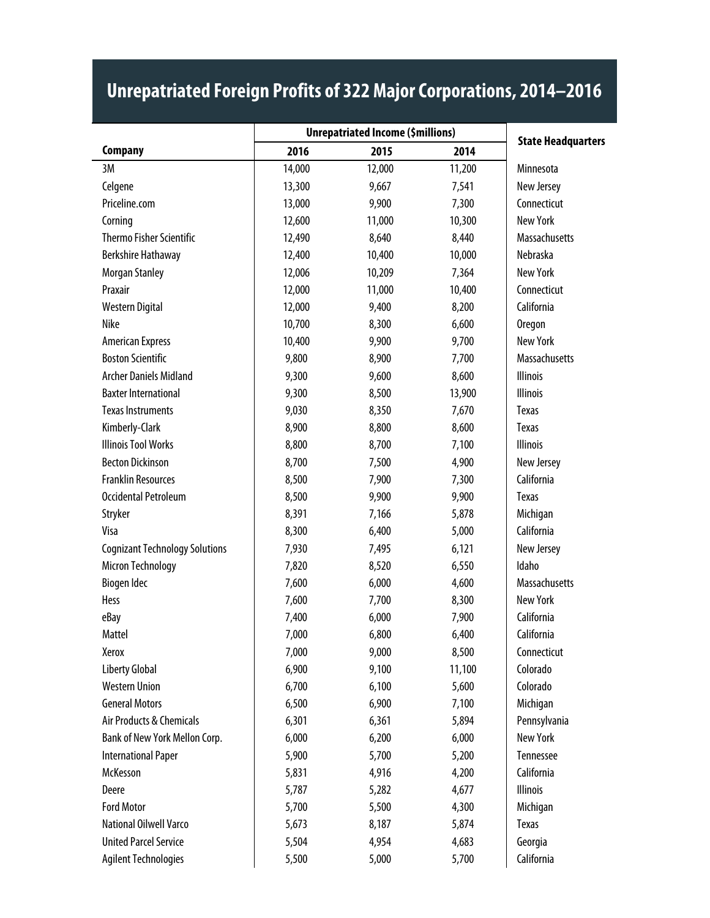# Unrepatriated Foreign Profits of 322 Major Corporations, 2014–2016

| Company | Unrepatriated Income ($millions) | | | State Headquarters |
|---|---|---|---|---|
| | 2016 | 2015 | 2014 | |
| 3M | 14,000 | 12,000 | 11,200 | Minnesota |
| Celgene | 13,300 | 9,667 | 7,541 | New Jersey |
| Priceline.com | 13,000 | 9,900 | 7,300 | Connecticut |
| Corning | 12,600 | 11,000 | 10,300 | New York |
| Thermo Fisher Scientific | 12,490 | 8,640 | 8,440 | Massachusetts |
| Berkshire Hathaway | 12,400 | 10,400 | 10,000 | Nebraska |
| Morgan Stanley | 12,006 | 10,209 | 7,364 | New York |
| Praxair | 12,000 | 11,000 | 10,400 | Connecticut |
| Western Digital | 12,000 | 9,400 | 8,200 | California |
| Nike | 10,700 | 8,300 | 6,600 | Oregon |
| American Express | 10,400 | 9,900 | 9,700 | New York |
| Boston Scientific | 9,800 | 8,900 | 7,700 | Massachusetts |
| Archer Daniels Midland | 9,300 | 9,600 | 8,600 | Illinois |
| Baxter International | 9,300 | 8,500 | 13,900 | Illinois |
| Texas Instruments | 9,030 | 8,350 | 7,670 | Texas |
| Kimberly-Clark | 8,900 | 8,800 | 8,600 | Texas |
| Illinois Tool Works | 8,800 | 8,700 | 7,100 | Illinois |
| Becton Dickinson | 8,700 | 7,500 | 4,900 | New Jersey |
| Franklin Resources | 8,500 | 7,900 | 7,300 | California |
| Occidental Petroleum | 8,500 | 9,900 | 9,900 | Texas |
| Stryker | 8,391 | 7,166 | 5,878 | Michigan |
| Visa | 8,300 | 6,400 | 5,000 | California |
| Cognizant Technology Solutions | 7,930 | 7,495 | 6,121 | New Jersey |
| Micron Technology | 7,820 | 8,520 | 6,550 | Idaho |
| Biogen Idec | 7,600 | 6,000 | 4,600 | Massachusetts |
| Hess | 7,600 | 7,700 | 8,300 | New York |
| eBay | 7,400 | 6,000 | 7,900 | California |
| Mattel | 7,000 | 6,800 | 6,400 | California |
| Xerox | 7,000 | 9,000 | 8,500 | Connecticut |
| Liberty Global | 6,900 | 9,100 | 11,100 | Colorado |
| Western Union | 6,700 | 6,100 | 5,600 | Colorado |
| General Motors | 6,500 | 6,900 | 7,100 | Michigan |
| Air Products & Chemicals | 6,301 | 6,361 | 5,894 | Pennsylvania |
| Bank of New York Mellon Corp. | 6,000 | 6,200 | 6,000 | New York |
| International Paper | 5,900 | 5,700 | 5,200 | Tennessee |
| McKesson | 5,831 | 4,916 | 4,200 | California |
| Deere | 5,787 | 5,282 | 4,677 | Illinois |
| Ford Motor | 5,700 | 5,500 | 4,300 | Michigan |
| National Oilwell Varco | 5,673 | 8,187 | 5,874 | Texas |
| United Parcel Service | 5,504 | 4,954 | 4,683 | Georgia |
| Agilent Technologies | 5,500 | 5,000 | 5,700 | California |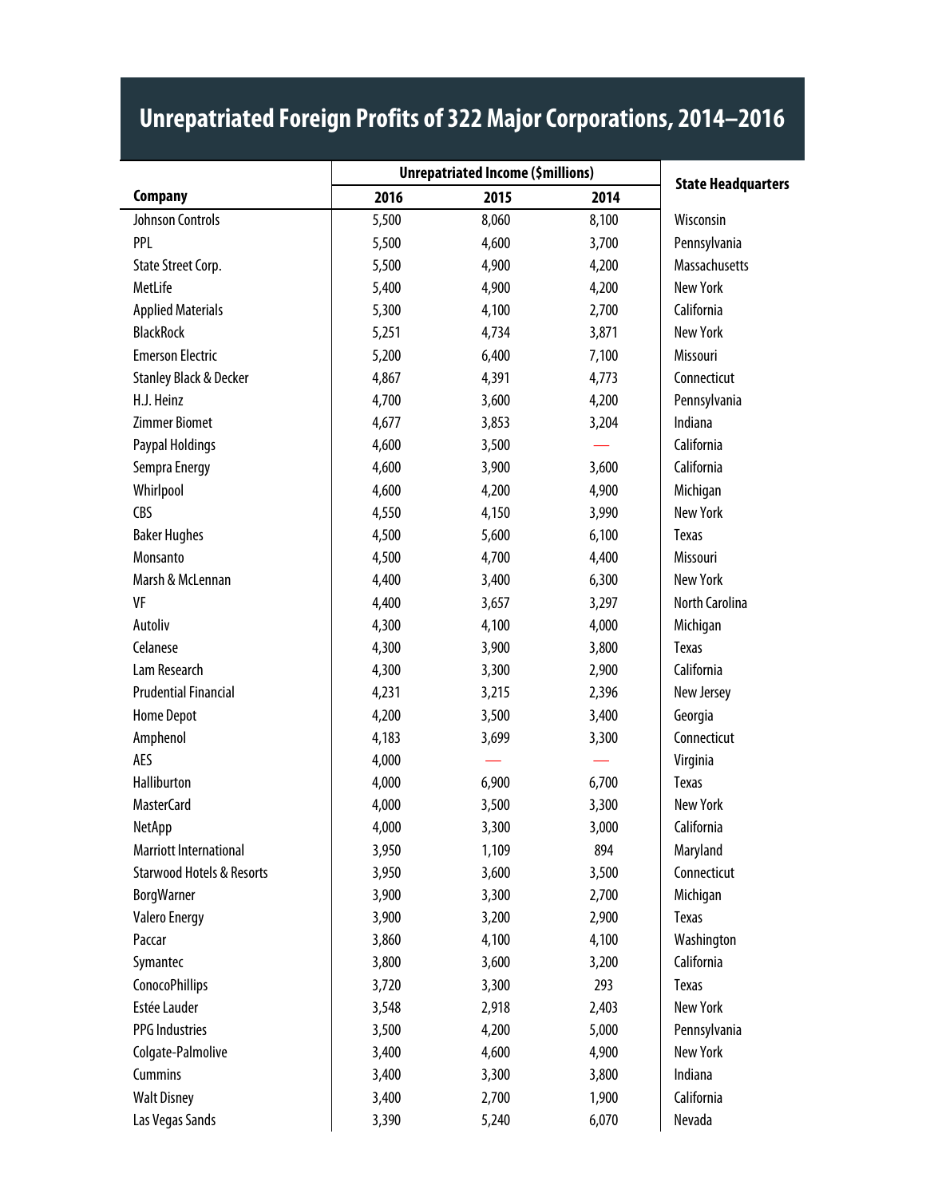# Unrepatriated Foreign Profits of 322 Major Corporations, 2014–2016

| Company | Unrepatriated Income ($millions) | | | State Headquarters |
|---|---|---|---|---|
| | 2016 | 2015 | 2014 | |
| Johnson Controls | 5,500 | 8,060 | 8,100 | Wisconsin |
| PPL | 5,500 | 4,600 | 3,700 | Pennsylvania |
| State Street Corp. | 5,500 | 4,900 | 4,200 | Massachusetts |
| MetLife | 5,400 | 4,900 | 4,200 | New York |
| Applied Materials | 5,300 | 4,100 | 2,700 | California |
| BlackRock | 5,251 | 4,734 | 3,871 | New York |
| Emerson Electric | 5,200 | 6,400 | 7,100 | Missouri |
| Stanley Black & Decker | 4,867 | 4,391 | 4,773 | Connecticut |
| H.J. Heinz | 4,700 | 3,600 | 4,200 | Pennsylvania |
| Zimmer Biomet | 4,677 | 3,853 | 3,204 | Indiana |
| Paypal Holdings | 4,600 | 3,500 | — | California |
| Sempra Energy | 4,600 | 3,900 | 3,600 | California |
| Whirlpool | 4,600 | 4,200 | 4,900 | Michigan |
| CBS | 4,550 | 4,150 | 3,990 | New York |
| Baker Hughes | 4,500 | 5,600 | 6,100 | Texas |
| Monsanto | 4,500 | 4,700 | 4,400 | Missouri |
| Marsh & McLennan | 4,400 | 3,400 | 6,300 | New York |
| VF | 4,400 | 3,657 | 3,297 | North Carolina |
| Autoliv | 4,300 | 4,100 | 4,000 | Michigan |
| Celanese | 4,300 | 3,900 | 3,800 | Texas |
| Lam Research | 4,300 | 3,300 | 2,900 | California |
| Prudential Financial | 4,231 | 3,215 | 2,396 | New Jersey |
| Home Depot | 4,200 | 3,500 | 3,400 | Georgia |
| Amphenol | 4,183 | 3,699 | 3,300 | Connecticut |
| AES | 4,000 | — | — | Virginia |
| Halliburton | 4,000 | 6,900 | 6,700 | Texas |
| MasterCard | 4,000 | 3,500 | 3,300 | New York |
| NetApp | 4,000 | 3,300 | 3,000 | California |
| Marriott International | 3,950 | 1,109 | 894 | Maryland |
| Starwood Hotels & Resorts | 3,950 | 3,600 | 3,500 | Connecticut |
| BorgWarner | 3,900 | 3,300 | 2,700 | Michigan |
| Valero Energy | 3,900 | 3,200 | 2,900 | Texas |
| Paccar | 3,860 | 4,100 | 4,100 | Washington |
| Symantec | 3,800 | 3,600 | 3,200 | California |
| ConocoPhillips | 3,720 | 3,300 | 293 | Texas |
| Estée Lauder | 3,548 | 2,918 | 2,403 | New York |
| PPG Industries | 3,500 | 4,200 | 5,000 | Pennsylvania |
| Colgate-Palmolive | 3,400 | 4,600 | 4,900 | New York |
| Cummins | 3,400 | 3,300 | 3,800 | Indiana |
| Walt Disney | 3,400 | 2,700 | 1,900 | California |
| Las Vegas Sands | 3,390 | 5,240 | 6,070 | Nevada |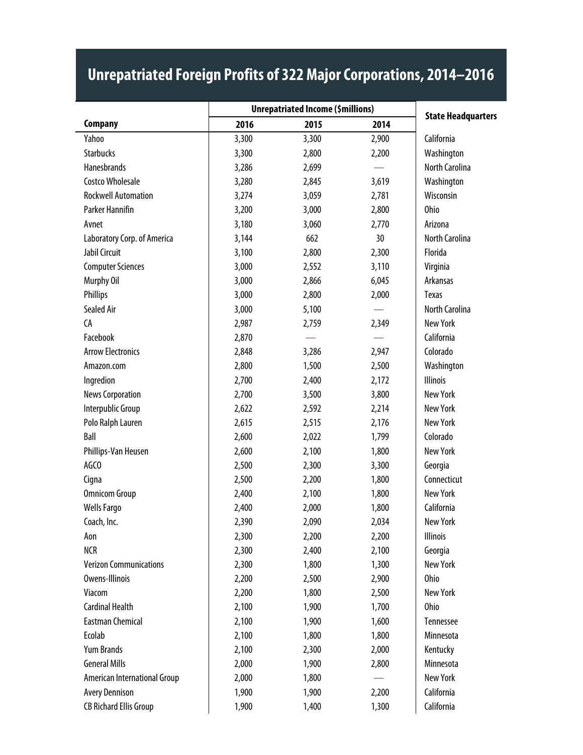# Unrepatriated Foreign Profits of 322 Major Corporations, 2014–2016

| Company | Unrepatriated Income ($millions) | | | State Headquarters |
|---|---|---|---|---|
| | 2016 | 2015 | 2014 | |
| Yahoo | 3,300 | 3,300 | 2,900 | California |
| Starbucks | 3,300 | 2,800 | 2,200 | Washington |
| Hanesbrands | 3,286 | 2,699 | — | North Carolina |
| Costco Wholesale | 3,280 | 2,845 | 3,619 | Washington |
| Rockwell Automation | 3,274 | 3,059 | 2,781 | Wisconsin |
| Parker Hannifin | 3,200 | 3,000 | 2,800 | Ohio |
| Avnet | 3,180 | 3,060 | 2,770 | Arizona |
| Laboratory Corp. of America | 3,144 | 662 | 30 | North Carolina |
| Jabil Circuit | 3,100 | 2,800 | 2,300 | Florida |
| Computer Sciences | 3,000 | 2,552 | 3,110 | Virginia |
| Murphy Oil | 3,000 | 2,866 | 6,045 | Arkansas |
| Phillips | 3,000 | 2,800 | 2,000 | Texas |
| Sealed Air | 3,000 | 5,100 | — | North Carolina |
| CA | 2,987 | 2,759 | 2,349 | New York |
| Facebook | 2,870 | — | — | California |
| Arrow Electronics | 2,848 | 3,286 | 2,947 | Colorado |
| Amazon.com | 2,800 | 1,500 | 2,500 | Washington |
| Ingredion | 2,700 | 2,400 | 2,172 | Illinois |
| News Corporation | 2,700 | 3,500 | 3,800 | New York |
| Interpublic Group | 2,622 | 2,592 | 2,214 | New York |
| Polo Ralph Lauren | 2,615 | 2,515 | 2,176 | New York |
| Ball | 2,600 | 2,022 | 1,799 | Colorado |
| Phillips-Van Heusen | 2,600 | 2,100 | 1,800 | New York |
| AGCO | 2,500 | 2,300 | 3,300 | Georgia |
| Cigna | 2,500 | 2,200 | 1,800 | Connecticut |
| Omnicom Group | 2,400 | 2,100 | 1,800 | New York |
| Wells Fargo | 2,400 | 2,000 | 1,800 | California |
| Coach, Inc. | 2,390 | 2,090 | 2,034 | New York |
| Aon | 2,300 | 2,200 | 2,200 | Illinois |
| NCR | 2,300 | 2,400 | 2,100 | Georgia |
| Verizon Communications | 2,300 | 1,800 | 1,300 | New York |
| Owens-Illinois | 2,200 | 2,500 | 2,900 | Ohio |
| Viacom | 2,200 | 1,800 | 2,500 | New York |
| Cardinal Health | 2,100 | 1,900 | 1,700 | Ohio |
| Eastman Chemical | 2,100 | 1,900 | 1,600 | Tennessee |
| Ecolab | 2,100 | 1,800 | 1,800 | Minnesota |
| Yum Brands | 2,100 | 2,300 | 2,000 | Kentucky |
| General Mills | 2,000 | 1,900 | 2,800 | Minnesota |
| American International Group | 2,000 | 1,800 | — | New York |
| Avery Dennison | 1,900 | 1,900 | 2,200 | California |
| CB Richard Ellis Group | 1,900 | 1,400 | 1,300 | California |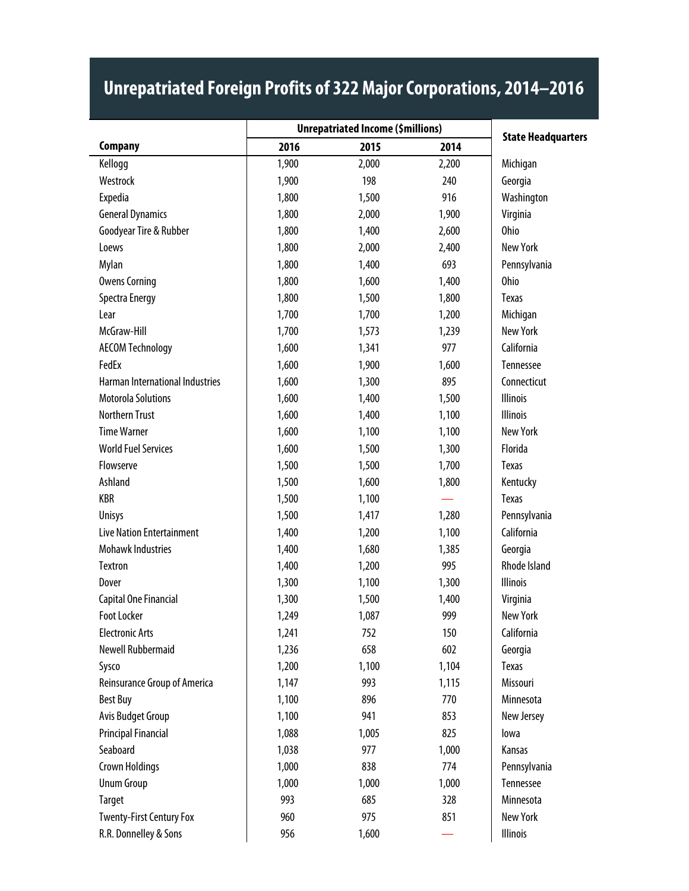# Unrepatriated Foreign Profits of 322 Major Corporations, 2014–2016

| Company | Unrepatriated Income ($millions) | | | State Headquarters |
|---|---|---|---|---|
| | 2016 | 2015 | 2014 | |
| Kellogg | 1,900 | 2,000 | 2,200 | Michigan |
| Westrock | 1,900 | 198 | 240 | Georgia |
| Expedia | 1,800 | 1,500 | 916 | Washington |
| General Dynamics | 1,800 | 2,000 | 1,900 | Virginia |
| Goodyear Tire & Rubber | 1,800 | 1,400 | 2,600 | Ohio |
| Loews | 1,800 | 2,000 | 2,400 | New York |
| Mylan | 1,800 | 1,400 | 693 | Pennsylvania |
| Owens Corning | 1,800 | 1,600 | 1,400 | Ohio |
| Spectra Energy | 1,800 | 1,500 | 1,800 | Texas |
| Lear | 1,700 | 1,700 | 1,200 | Michigan |
| McGraw-Hill | 1,700 | 1,573 | 1,239 | New York |
| AECOM Technology | 1,600 | 1,341 | 977 | California |
| FedEx | 1,600 | 1,900 | 1,600 | Tennessee |
| Harman International Industries | 1,600 | 1,300 | 895 | Connecticut |
| Motorola Solutions | 1,600 | 1,400 | 1,500 | Illinois |
| Northern Trust | 1,600 | 1,400 | 1,100 | Illinois |
| Time Warner | 1,600 | 1,100 | 1,100 | New York |
| World Fuel Services | 1,600 | 1,500 | 1,300 | Florida |
| Flowserve | 1,500 | 1,500 | 1,700 | Texas |
| Ashland | 1,500 | 1,600 | 1,800 | Kentucky |
| KBR | 1,500 | 1,100 | — | Texas |
| Unisys | 1,500 | 1,417 | 1,280 | Pennsylvania |
| Live Nation Entertainment | 1,400 | 1,200 | 1,100 | California |
| Mohawk Industries | 1,400 | 1,680 | 1,385 | Georgia |
| Textron | 1,400 | 1,200 | 995 | Rhode Island |
| Dover | 1,300 | 1,100 | 1,300 | Illinois |
| Capital One Financial | 1,300 | 1,500 | 1,400 | Virginia |
| Foot Locker | 1,249 | 1,087 | 999 | New York |
| Electronic Arts | 1,241 | 752 | 150 | California |
| Newell Rubbermaid | 1,236 | 658 | 602 | Georgia |
| Sysco | 1,200 | 1,100 | 1,104 | Texas |
| Reinsurance Group of America | 1,147 | 993 | 1,115 | Missouri |
| Best Buy | 1,100 | 896 | 770 | Minnesota |
| Avis Budget Group | 1,100 | 941 | 853 | New Jersey |
| Principal Financial | 1,088 | 1,005 | 825 | Iowa |
| Seaboard | 1,038 | 977 | 1,000 | Kansas |
| Crown Holdings | 1,000 | 838 | 774 | Pennsylvania |
| Unum Group | 1,000 | 1,000 | 1,000 | Tennessee |
| Target | 993 | 685 | 328 | Minnesota |
| Twenty-First Century Fox | 960 | 975 | 851 | New York |
| R.R. Donnelley & Sons | 956 | 1,600 | — | Illinois |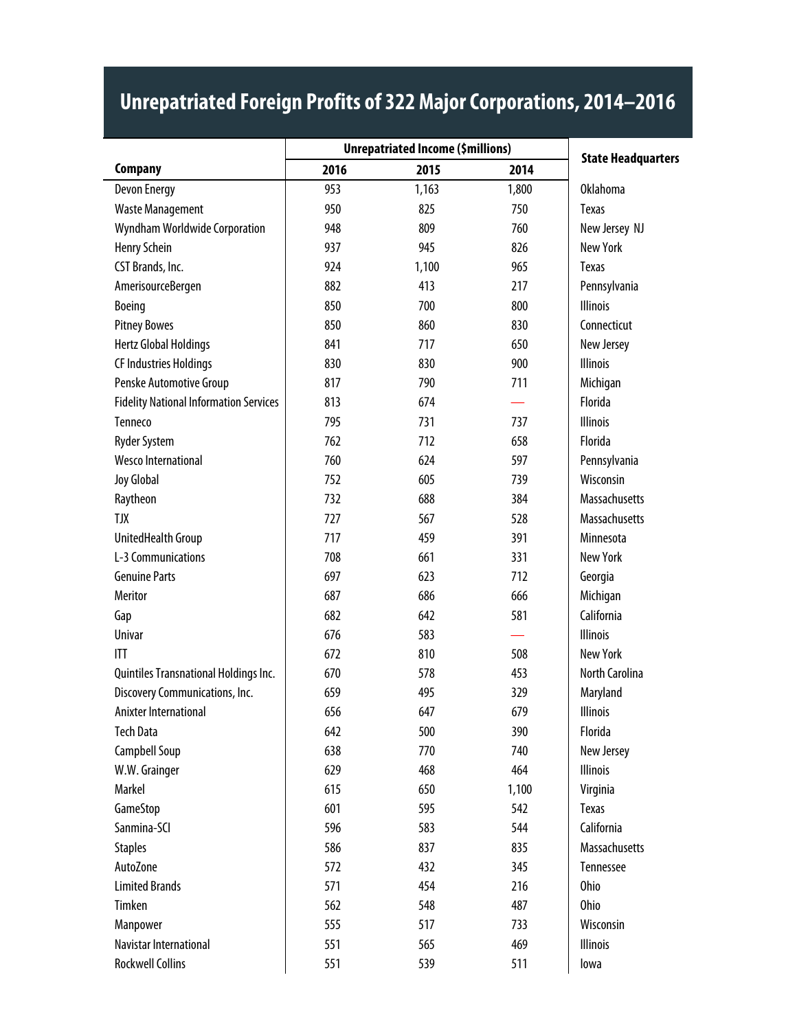# Unrepatriated Foreign Profits of 322 Major Corporations, 2014–2016

| Company | Unrepatriated Income ($millions) | | | State Headquarters |
|---|---|---|---|---|
| | 2016 | 2015 | 2014 | |
| Devon Energy | 953 | 1,163 | 1,800 | Oklahoma |
| Waste Management | 950 | 825 | 750 | Texas |
| Wyndham Worldwide Corporation | 948 | 809 | 760 | New Jersey NJ |
| Henry Schein | 937 | 945 | 826 | New York |
| CST Brands, Inc. | 924 | 1,100 | 965 | Texas |
| AmerisourceBergen | 882 | 413 | 217 | Pennsylvania |
| Boeing | 850 | 700 | 800 | Illinois |
| Pitney Bowes | 850 | 860 | 830 | Connecticut |
| Hertz Global Holdings | 841 | 717 | 650 | New Jersey |
| CF Industries Holdings | 830 | 830 | 900 | Illinois |
| Penske Automotive Group | 817 | 790 | 711 | Michigan |
| Fidelity National Information Services | 813 | 674 | — | Florida |
| Tenneco | 795 | 731 | 737 | Illinois |
| Ryder System | 762 | 712 | 658 | Florida |
| Wesco International | 760 | 624 | 597 | Pennsylvania |
| Joy Global | 752 | 605 | 739 | Wisconsin |
| Raytheon | 732 | 688 | 384 | Massachusetts |
| TJX | 727 | 567 | 528 | Massachusetts |
| UnitedHealth Group | 717 | 459 | 391 | Minnesota |
| L-3 Communications | 708 | 661 | 331 | New York |
| Genuine Parts | 697 | 623 | 712 | Georgia |
| Meritor | 687 | 686 | 666 | Michigan |
| Gap | 682 | 642 | 581 | California |
| Univar | 676 | 583 | — | Illinois |
| ITT | 672 | 810 | 508 | New York |
| Quintiles Transnational Holdings Inc. | 670 | 578 | 453 | North Carolina |
| Discovery Communications, Inc. | 659 | 495 | 329 | Maryland |
| Anixter International | 656 | 647 | 679 | Illinois |
| Tech Data | 642 | 500 | 390 | Florida |
| Campbell Soup | 638 | 770 | 740 | New Jersey |
| W.W. Grainger | 629 | 468 | 464 | Illinois |
| Markel | 615 | 650 | 1,100 | Virginia |
| GameStop | 601 | 595 | 542 | Texas |
| Sanmina-SCI | 596 | 583 | 544 | California |
| Staples | 586 | 837 | 835 | Massachusetts |
| AutoZone | 572 | 432 | 345 | Tennessee |
| Limited Brands | 571 | 454 | 216 | Ohio |
| Timken | 562 | 548 | 487 | Ohio |
| Manpower | 555 | 517 | 733 | Wisconsin |
| Navistar International | 551 | 565 | 469 | Illinois |
| Rockwell Collins | 551 | 539 | 511 | Iowa |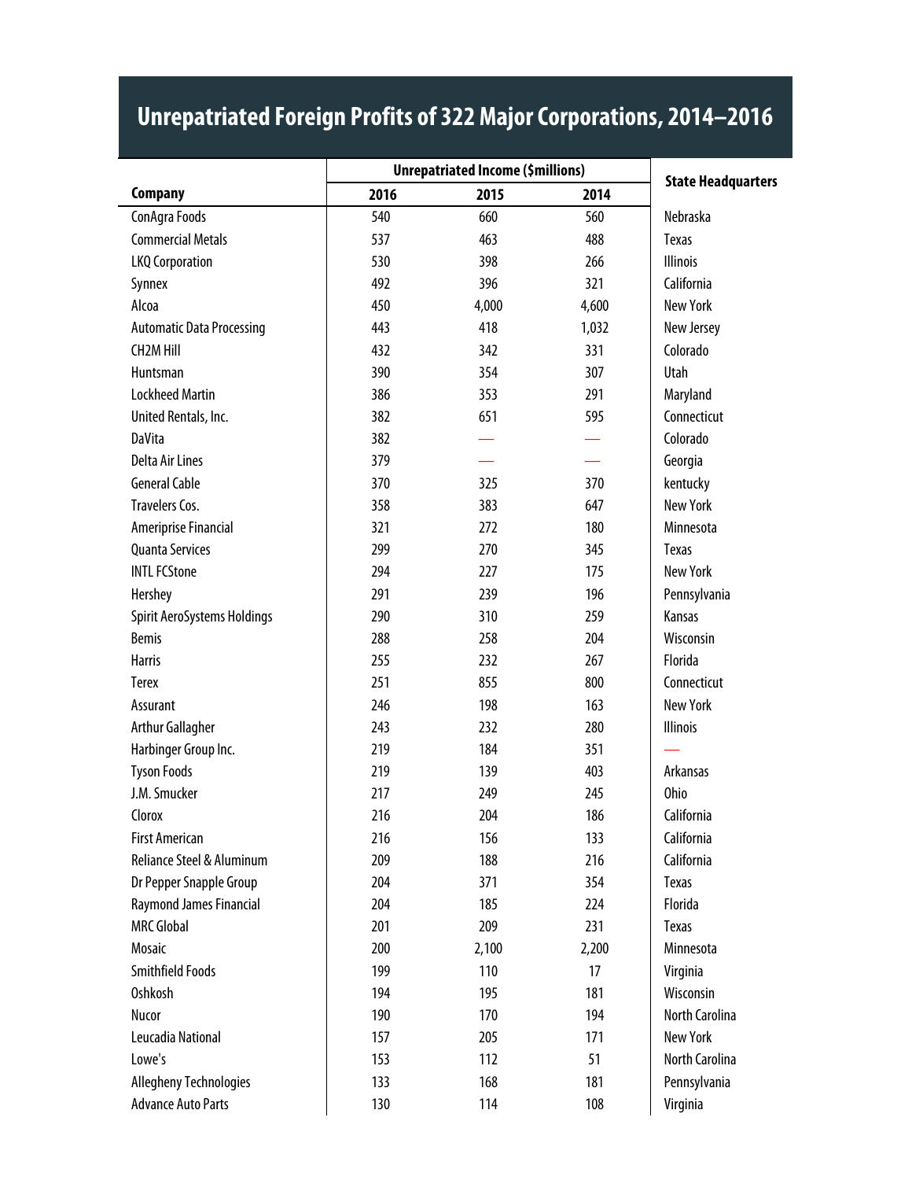# Unrepatriated Foreign Profits of 322 Major Corporations, 2014–2016

| Company | Unrepatriated Income ($millions) | | | State Headquarters |
|---|---|---|---|---|
| | 2016 | 2015 | 2014 | |
| ConAgra Foods | 540 | 660 | 560 | Nebraska |
| Commercial Metals | 537 | 463 | 488 | Texas |
| LKQ Corporation | 530 | 398 | 266 | Illinois |
| Synnex | 492 | 396 | 321 | California |
| Alcoa | 450 | 4,000 | 4,600 | New York |
| Automatic Data Processing | 443 | 418 | 1,032 | New Jersey |
| CH2M Hill | 432 | 342 | 331 | Colorado |
| Huntsman | 390 | 354 | 307 | Utah |
| Lockheed Martin | 386 | 353 | 291 | Maryland |
| United Rentals, Inc. | 382 | 651 | 595 | Connecticut |
| DaVita | 382 | — | — | Colorado |
| Delta Air Lines | 379 | — | — | Georgia |
| General Cable | 370 | 325 | 370 | kentucky |
| Travelers Cos. | 358 | 383 | 647 | New York |
| Ameriprise Financial | 321 | 272 | 180 | Minnesota |
| Quanta Services | 299 | 270 | 345 | Texas |
| INTL FCStone | 294 | 227 | 175 | New York |
| Hershey | 291 | 239 | 196 | Pennsylvania |
| Spirit AeroSystems Holdings | 290 | 310 | 259 | Kansas |
| Bemis | 288 | 258 | 204 | Wisconsin |
| Harris | 255 | 232 | 267 | Florida |
| Terex | 251 | 855 | 800 | Connecticut |
| Assurant | 246 | 198 | 163 | New York |
| Arthur Gallagher | 243 | 232 | 280 | Illinois |
| Harbinger Group Inc. | 219 | 184 | 351 | — |
| Tyson Foods | 219 | 139 | 403 | Arkansas |
| J.M. Smucker | 217 | 249 | 245 | Ohio |
| Clorox | 216 | 204 | 186 | California |
| First American | 216 | 156 | 133 | California |
| Reliance Steel & Aluminum | 209 | 188 | 216 | California |
| Dr Pepper Snapple Group | 204 | 371 | 354 | Texas |
| Raymond James Financial | 204 | 185 | 224 | Florida |
| MRC Global | 201 | 209 | 231 | Texas |
| Mosaic | 200 | 2,100 | 2,200 | Minnesota |
| Smithfield Foods | 199 | 110 | 17 | Virginia |
| Oshkosh | 194 | 195 | 181 | Wisconsin |
| Nucor | 190 | 170 | 194 | North Carolina |
| Leucadia National | 157 | 205 | 171 | New York |
| Lowe's | 153 | 112 | 51 | North Carolina |
| Allegheny Technologies | 133 | 168 | 181 | Pennsylvania |
| Advance Auto Parts | 130 | 114 | 108 | Virginia |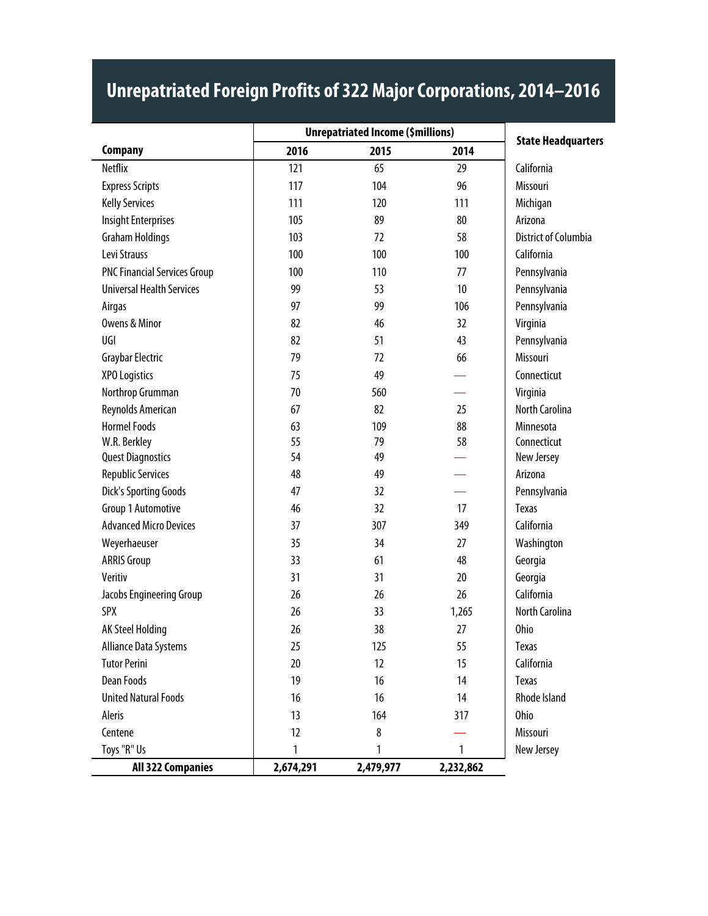# Unrepatriated Foreign Profits of 322 Major Corporations, 2014–2016

| Company | Unrepatriated Income ($millions) | | | State Headquarters |
|---|---|---|---|---|
| | 2016 | 2015 | 2014 | |
| Netflix | 121 | 65 | 29 | California |
| Express Scripts | 117 | 104 | 96 | Missouri |
| Kelly Services | 111 | 120 | 111 | Michigan |
| Insight Enterprises | 105 | 89 | 80 | Arizona |
| Graham Holdings | 103 | 72 | 58 | District of Columbia |
| Levi Strauss | 100 | 100 | 100 | California |
| PNC Financial Services Group | 100 | 110 | 77 | Pennsylvania |
| Universal Health Services | 99 | 53 | 10 | Pennsylvania |
| Airgas | 97 | 99 | 106 | Pennsylvania |
| Owens & Minor | 82 | 46 | 32 | Virginia |
| UGI | 82 | 51 | 43 | Pennsylvania |
| Graybar Electric | 79 | 72 | 66 | Missouri |
| XPO Logistics | 75 | 49 | — | Connecticut |
| Northrop Grumman | 70 | 560 | — | Virginia |
| Reynolds American | 67 | 82 | 25 | North Carolina |
| Hormel Foods | 63 | 109 | 88 | Minnesota |
| W.R. Berkley | 55 | 79 | 58 | Connecticut |
| Quest Diagnostics | 54 | 49 | — | New Jersey |
| Republic Services | 48 | 49 | — | Arizona |
| Dick's Sporting Goods | 47 | 32 | — | Pennsylvania |
| Group 1 Automotive | 46 | 32 | 17 | Texas |
| Advanced Micro Devices | 37 | 307 | 349 | California |
| Weyerhaeuser | 35 | 34 | 27 | Washington |
| ARRIS Group | 33 | 61 | 48 | Georgia |
| Veritiv | 31 | 31 | 20 | Georgia |
| Jacobs Engineering Group | 26 | 26 | 26 | California |
| SPX | 26 | 33 | 1,265 | North Carolina |
| AK Steel Holding | 26 | 38 | 27 | Ohio |
| Alliance Data Systems | 25 | 125 | 55 | Texas |
| Tutor Perini | 20 | 12 | 15 | California |
| Dean Foods | 19 | 16 | 14 | Texas |
| United Natural Foods | 16 | 16 | 14 | Rhode Island |
| Aleris | 13 | 164 | 317 | Ohio |
| Centene | 12 | 8 | — | Missouri |
| Toys "R" Us | 1 | 1 | 1 | New Jersey |
| **All 322 Companies** | **2,674,291** | **2,479,977** | **2,232,862** | |